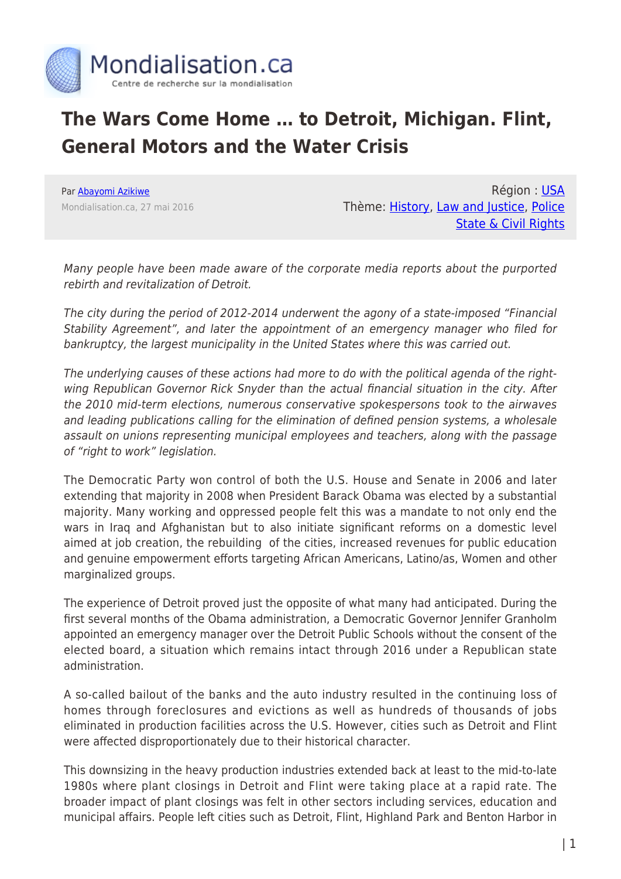# The Wars Come Home … to Detroit, Michigan. Flint, General Motors and the Water Crisis

Par Abayomi Azikiwe

Mondialisation.ca, 27 mai 2016

Région : USA

Thème: History, Law and Justice, Police State & Civil Rights

*Many people have been made aware of the corporate media reports about the purported rebirth and revitalization of Detroit.*

*The city during the period of 2012-2014 underwent the agony of a state-imposed "Financial Stability Agreement", and later the appointment of an emergency manager who filed for bankruptcy, the largest municipality in the United States where this was carried out.*

*The underlying causes of these actions had more to do with the political agenda of the right-wing Republican Governor Rick Snyder than the actual financial situation in the city. After the 2010 mid-term elections, numerous conservative spokespersons took to the airwaves and leading publications calling for the elimination of defined pension systems, a wholesale assault on unions representing municipal employees and teachers, along with the passage of "right to work" legislation.*

The Democratic Party won control of both the U.S. House and Senate in 2006 and later extending that majority in 2008 when President Barack Obama was elected by a substantial majority. Many working and oppressed people felt this was a mandate to not only end the wars in Iraq and Afghanistan but to also initiate significant reforms on a domestic level aimed at job creation, the rebuilding of the cities, increased revenues for public education and genuine empowerment efforts targeting African Americans, Latino/as, Women and other marginalized groups.

The experience of Detroit proved just the opposite of what many had anticipated. During the first several months of the Obama administration, a Democratic Governor Jennifer Granholm appointed an emergency manager over the Detroit Public Schools without the consent of the elected board, a situation which remains intact through 2016 under a Republican state administration.

A so-called bailout of the banks and the auto industry resulted in the continuing loss of homes through foreclosures and evictions as well as hundreds of thousands of jobs eliminated in production facilities across the U.S. However, cities such as Detroit and Flint were affected disproportionately due to their historical character.

This downsizing in the heavy production industries extended back at least to the mid-to-late 1980s where plant closings in Detroit and Flint were taking place at a rapid rate. The broader impact of plant closings was felt in other sectors including services, education and municipal affairs. People left cities such as Detroit, Flint, Highland Park and Benton Harbor in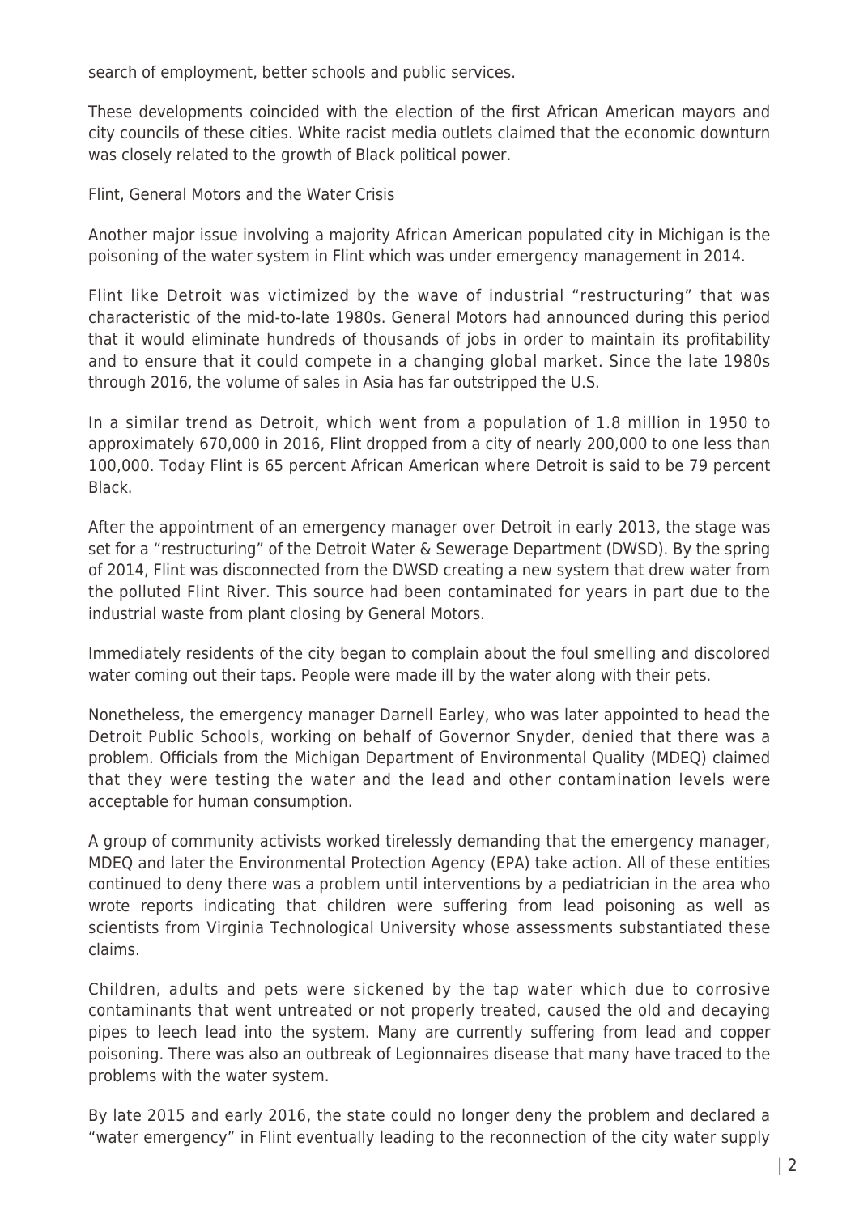search of employment, better schools and public services.

These developments coincided with the election of the first African American mayors and city councils of these cities. White racist media outlets claimed that the economic downturn was closely related to the growth of Black political power.

## Flint, General Motors and the Water Crisis

Another major issue involving a majority African American populated city in Michigan is the poisoning of the water system in Flint which was under emergency management in 2014.

Flint like Detroit was victimized by the wave of industrial "restructuring" that was characteristic of the mid-to-late 1980s. General Motors had announced during this period that it would eliminate hundreds of thousands of jobs in order to maintain its profitability and to ensure that it could compete in a changing global market. Since the late 1980s through 2016, the volume of sales in Asia has far outstripped the U.S.

In a similar trend as Detroit, which went from a population of 1.8 million in 1950 to approximately 670,000 in 2016, Flint dropped from a city of nearly 200,000 to one less than 100,000. Today Flint is 65 percent African American where Detroit is said to be 79 percent Black.

After the appointment of an emergency manager over Detroit in early 2013, the stage was set for a "restructuring" of the Detroit Water & Sewerage Department (DWSD). By the spring of 2014, Flint was disconnected from the DWSD creating a new system that drew water from the polluted Flint River. This source had been contaminated for years in part due to the industrial waste from plant closing by General Motors.

Immediately residents of the city began to complain about the foul smelling and discolored water coming out their taps. People were made ill by the water along with their pets.

Nonetheless, the emergency manager Darnell Earley, who was later appointed to head the Detroit Public Schools, working on behalf of Governor Snyder, denied that there was a problem. Officials from the Michigan Department of Environmental Quality (MDEQ) claimed that they were testing the water and the lead and other contamination levels were acceptable for human consumption.

A group of community activists worked tirelessly demanding that the emergency manager, MDEQ and later the Environmental Protection Agency (EPA) take action. All of these entities continued to deny there was a problem until interventions by a pediatrician in the area who wrote reports indicating that children were suffering from lead poisoning as well as scientists from Virginia Technological University whose assessments substantiated these claims.

Children, adults and pets were sickened by the tap water which due to corrosive contaminants that went untreated or not properly treated, caused the old and decaying pipes to leech lead into the system. Many are currently suffering from lead and copper poisoning. There was also an outbreak of Legionnaires disease that many have traced to the problems with the water system.

By late 2015 and early 2016, the state could no longer deny the problem and declared a "water emergency" in Flint eventually leading to the reconnection of the city water supply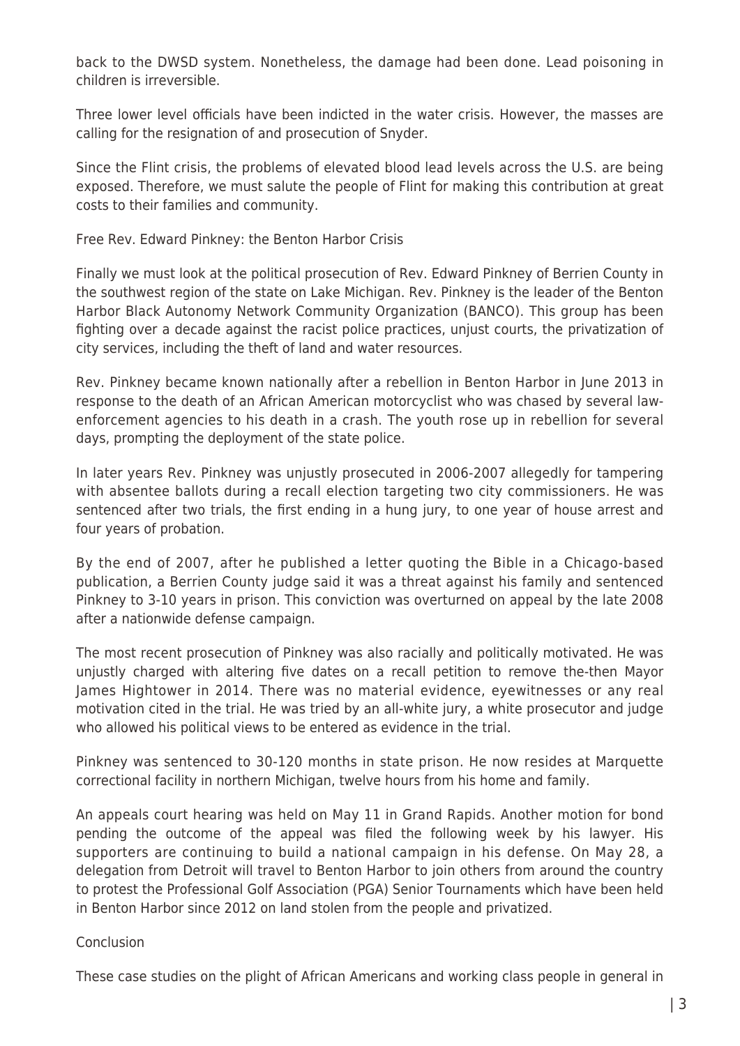back to the DWSD system. Nonetheless, the damage had been done. Lead poisoning in children is irreversible.

Three lower level officials have been indicted in the water crisis. However, the masses are calling for the resignation of and prosecution of Snyder.

Since the Flint crisis, the problems of elevated blood lead levels across the U.S. are being exposed. Therefore, we must salute the people of Flint for making this contribution at great costs to their families and community.

## Free Rev. Edward Pinkney: the Benton Harbor Crisis

Finally we must look at the political prosecution of Rev. Edward Pinkney of Berrien County in the southwest region of the state on Lake Michigan. Rev. Pinkney is the leader of the Benton Harbor Black Autonomy Network Community Organization (BANCO). This group has been fighting over a decade against the racist police practices, unjust courts, the privatization of city services, including the theft of land and water resources.

Rev. Pinkney became known nationally after a rebellion in Benton Harbor in June 2013 in response to the death of an African American motorcyclist who was chased by several law-enforcement agencies to his death in a crash. The youth rose up in rebellion for several days, prompting the deployment of the state police.

In later years Rev. Pinkney was unjustly prosecuted in 2006-2007 allegedly for tampering with absentee ballots during a recall election targeting two city commissioners. He was sentenced after two trials, the first ending in a hung jury, to one year of house arrest and four years of probation.

By the end of 2007, after he published a letter quoting the Bible in a Chicago-based publication, a Berrien County judge said it was a threat against his family and sentenced Pinkney to 3-10 years in prison. This conviction was overturned on appeal by the late 2008 after a nationwide defense campaign.

The most recent prosecution of Pinkney was also racially and politically motivated. He was unjustly charged with altering five dates on a recall petition to remove the-then Mayor James Hightower in 2014. There was no material evidence, eyewitnesses or any real motivation cited in the trial. He was tried by an all-white jury, a white prosecutor and judge who allowed his political views to be entered as evidence in the trial.

Pinkney was sentenced to 30-120 months in state prison. He now resides at Marquette correctional facility in northern Michigan, twelve hours from his home and family.

An appeals court hearing was held on May 11 in Grand Rapids. Another motion for bond pending the outcome of the appeal was filed the following week by his lawyer. His supporters are continuing to build a national campaign in his defense. On May 28, a delegation from Detroit will travel to Benton Harbor to join others from around the country to protest the Professional Golf Association (PGA) Senior Tournaments which have been held in Benton Harbor since 2012 on land stolen from the people and privatized.

## Conclusion

These case studies on the plight of African Americans and working class people in general in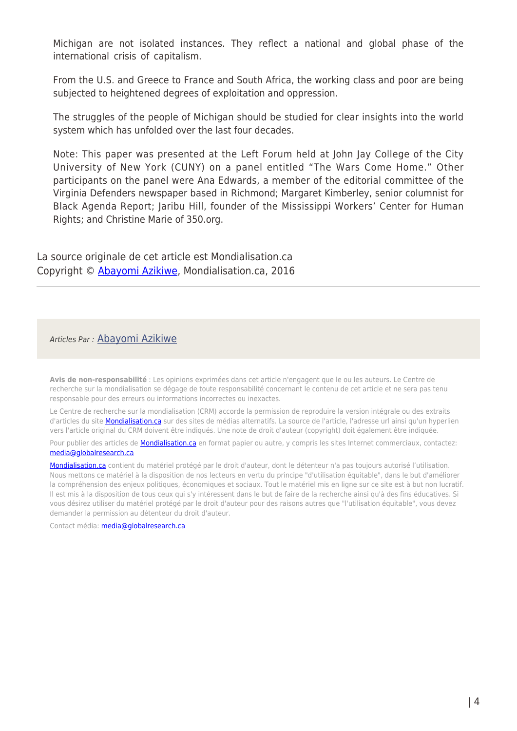Michigan are not isolated instances. They reflect a national and global phase of the international crisis of capitalism.

From the U.S. and Greece to France and South Africa, the working class and poor are being subjected to heightened degrees of exploitation and oppression.

The struggles of the people of Michigan should be studied for clear insights into the world system which has unfolded over the last four decades.

Note: This paper was presented at the Left Forum held at John Jay College of the City University of New York (CUNY) on a panel entitled "The Wars Come Home." Other participants on the panel were Ana Edwards, a member of the editorial committee of the Virginia Defenders newspaper based in Richmond; Margaret Kimberley, senior columnist for Black Agenda Report; Jaribu Hill, founder of the Mississippi Workers' Center for Human Rights; and Christine Marie of 350.org.

La source originale de cet article est Mondialisation.ca
Copyright © Abayomi Azikiwe, Mondialisation.ca, 2016

---

*Articles Par :* Abayomi Azikiwe

**Avis de non-responsabilité** : Les opinions exprimées dans cet article n'engagent que le ou les auteurs. Le Centre de recherche sur la mondialisation se dégage de toute responsabilité concernant le contenu de cet article et ne sera pas tenu responsable pour des erreurs ou informations incorrectes ou inexactes.

Le Centre de recherche sur la mondialisation (CRM) accorde la permission de reproduire la version intégrale ou des extraits d'articles du site Mondialisation.ca sur des sites de médias alternatifs. La source de l'article, l'adresse url ainsi qu'un hyperlien vers l'article original du CRM doivent être indiqués. Une note de droit d'auteur (copyright) doit également être indiquée.

Pour publier des articles de Mondialisation.ca en format papier ou autre, y compris les sites Internet commerciaux, contactez: media@globalresearch.ca

Mondialisation.ca contient du matériel protégé par le droit d'auteur, dont le détenteur n'a pas toujours autorisé l'utilisation. Nous mettons ce matériel à la disposition de nos lecteurs en vertu du principe "d'utilisation équitable", dans le but d'améliorer la compréhension des enjeux politiques, économiques et sociaux. Tout le matériel mis en ligne sur ce site est à but non lucratif. Il est mis à la disposition de tous ceux qui s'y intéressent dans le but de faire de la recherche ainsi qu'à des fins éducatives. Si vous désirez utiliser du matériel protégé par le droit d'auteur pour des raisons autres que "l'utilisation équitable", vous devez demander la permission au détenteur du droit d'auteur.

Contact média: media@globalresearch.ca